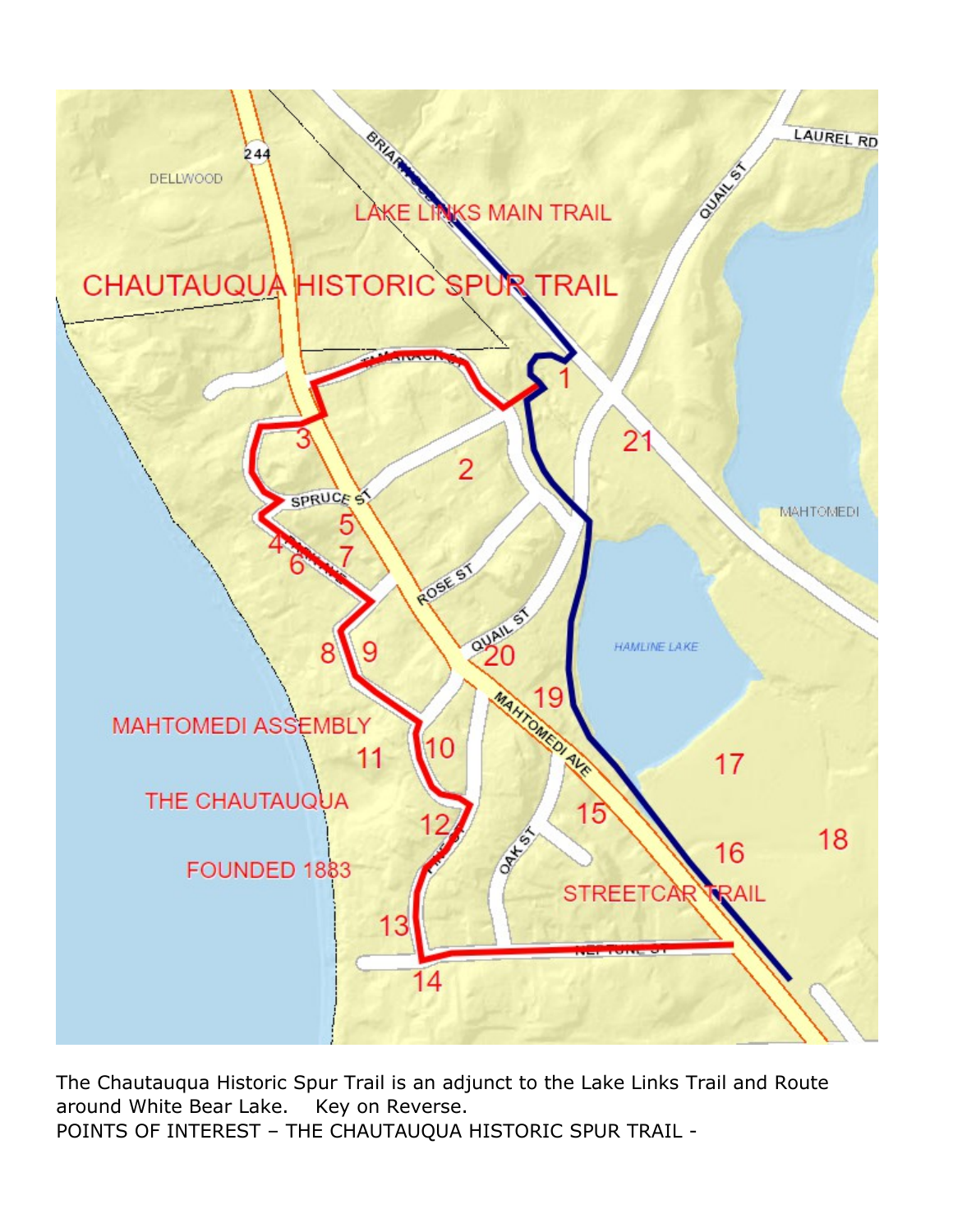The Chautauqua Historic Spur Trail is an adjunct to the Lake Links Trail and Route around White Bear Lake.    Key on Reverse.

POINTS OF INTEREST – THE CHAUTAUQUA HISTORIC SPUR TRAIL -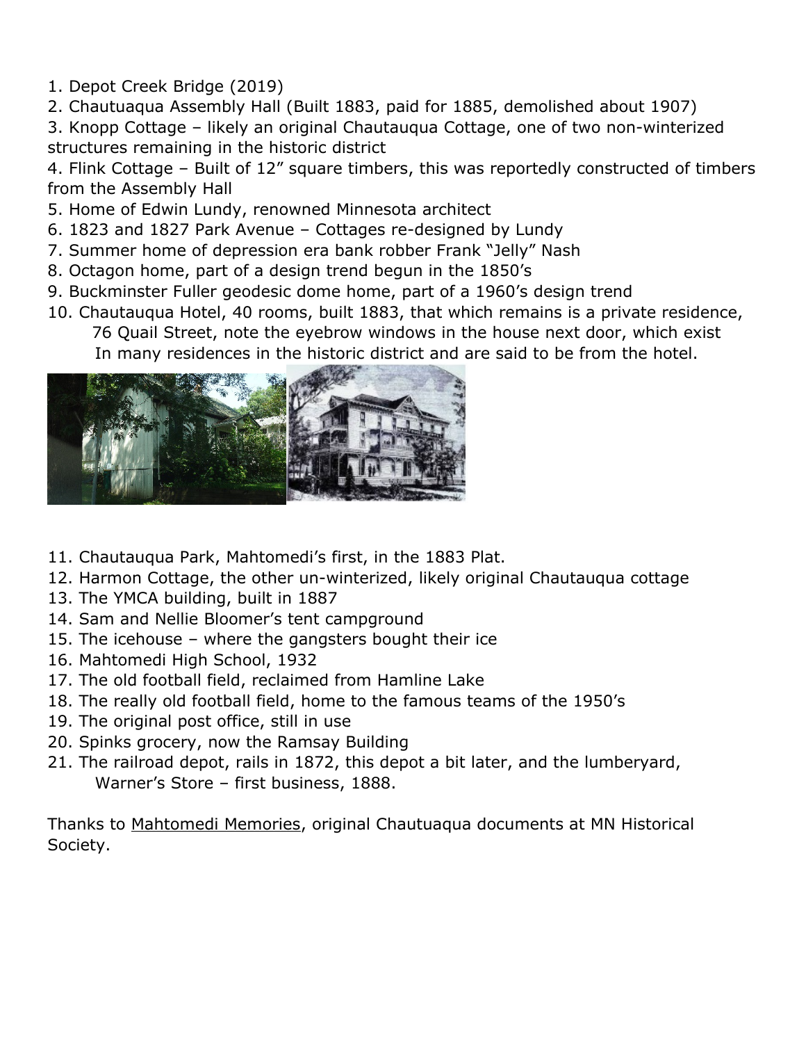1. Depot Creek Bridge (2019)
2. Chautuaqua Assembly Hall (Built 1883, paid for 1885, demolished about 1907)
3. Knopp Cottage – likely an original Chautauqua Cottage, one of two non-winterized structures remaining in the historic district
4. Flink Cottage – Built of 12" square timbers, this was reportedly constructed of timbers from the Assembly Hall
5. Home of Edwin Lundy, renowned Minnesota architect
6. 1823 and 1827 Park Avenue – Cottages re-designed by Lundy
7. Summer home of depression era bank robber Frank "Jelly" Nash
8. Octagon home, part of a design trend begun in the 1850's
9. Buckminster Fuller geodesic dome home, part of a 1960's design trend
10. Chautauqua Hotel, 40 rooms, built 1883, that which remains is a private residence, 76 Quail Street, note the eyebrow windows in the house next door, which exist In many residences in the historic district and are said to be from the hotel.
11. Chautauqua Park, Mahtomedi's first, in the 1883 Plat.
12. Harmon Cottage, the other un-winterized, likely original Chautauqua cottage
13. The YMCA building, built in 1887
14. Sam and Nellie Bloomer's tent campground
15. The icehouse – where the gangsters bought their ice
16. Mahtomedi High School, 1932
17. The old football field, reclaimed from Hamline Lake
18. The really old football field, home to the famous teams of the 1950's
19. The original post office, still in use
20. Spinks grocery, now the Ramsay Building
21. The railroad depot, rails in 1872, this depot a bit later, and the lumberyard, Warner's Store – first business, 1888.

Thanks to Mahtomedi Memories, original Chautuaqua documents at MN Historical Society.